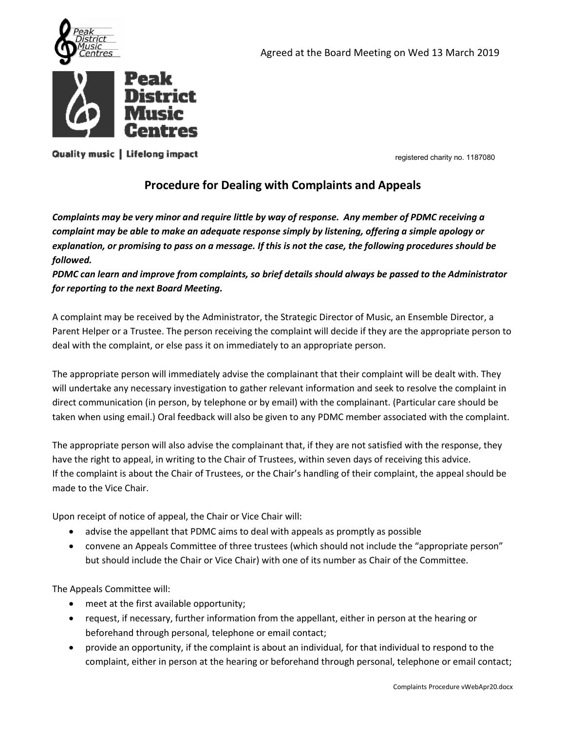Agreed at the Board Meeting on Wed 13 March 2019

Peak District Music Centres

Quality music | Lifelong impact

registered charity no. 1187080

## Procedure for Dealing with Complaints and Appeals

***Complaints may be very minor and require little by way of response. Any member of PDMC receiving a complaint may be able to make an adequate response simply by listening, offering a simple apology or explanation, or promising to pass on a message. If this is not the case, the following procedures should be followed.***
***PDMC can learn and improve from complaints, so brief details should always be passed to the Administrator for reporting to the next Board Meeting.***

A complaint may be received by the Administrator, the Strategic Director of Music, an Ensemble Director, a Parent Helper or a Trustee. The person receiving the complaint will decide if they are the appropriate person to deal with the complaint, or else pass it on immediately to an appropriate person.

The appropriate person will immediately advise the complainant that their complaint will be dealt with. They will undertake any necessary investigation to gather relevant information and seek to resolve the complaint in direct communication (in person, by telephone or by email) with the complainant. (Particular care should be taken when using email.) Oral feedback will also be given to any PDMC member associated with the complaint.

The appropriate person will also advise the complainant that, if they are not satisfied with the response, they have the right to appeal, in writing to the Chair of Trustees, within seven days of receiving this advice.
If the complaint is about the Chair of Trustees, or the Chair's handling of their complaint, the appeal should be made to the Vice Chair.

Upon receipt of notice of appeal, the Chair or Vice Chair will:

- advise the appellant that PDMC aims to deal with appeals as promptly as possible
- convene an Appeals Committee of three trustees (which should not include the "appropriate person" but should include the Chair or Vice Chair) with one of its number as Chair of the Committee.

The Appeals Committee will:

- meet at the first available opportunity;
- request, if necessary, further information from the appellant, either in person at the hearing or beforehand through personal, telephone or email contact;
- provide an opportunity, if the complaint is about an individual, for that individual to respond to the complaint, either in person at the hearing or beforehand through personal, telephone or email contact;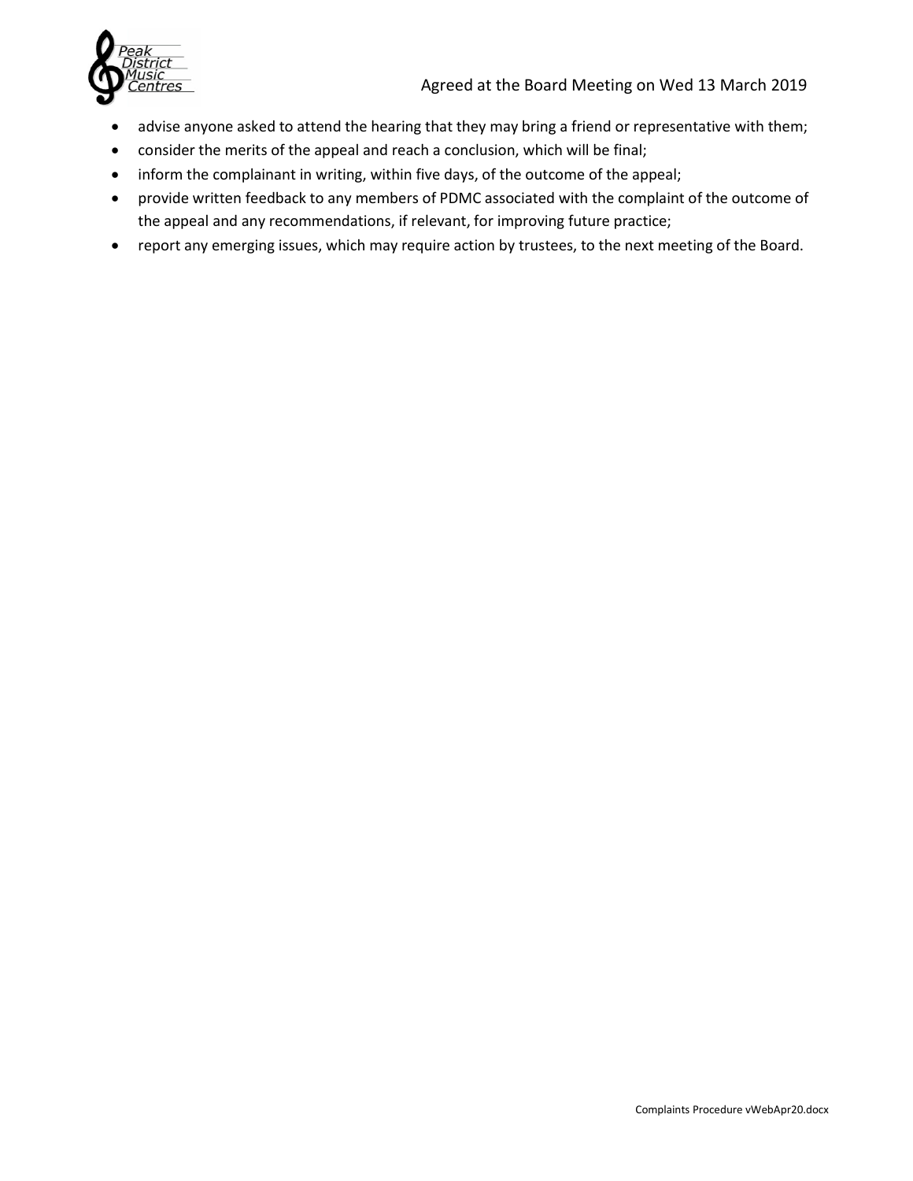- advise anyone asked to attend the hearing that they may bring a friend or representative with them;
- consider the merits of the appeal and reach a conclusion, which will be final;
- inform the complainant in writing, within five days, of the outcome of the appeal;
- provide written feedback to any members of PDMC associated with the complaint of the outcome of the appeal and any recommendations, if relevant, for improving future practice;
- report any emerging issues, which may require action by trustees, to the next meeting of the Board.